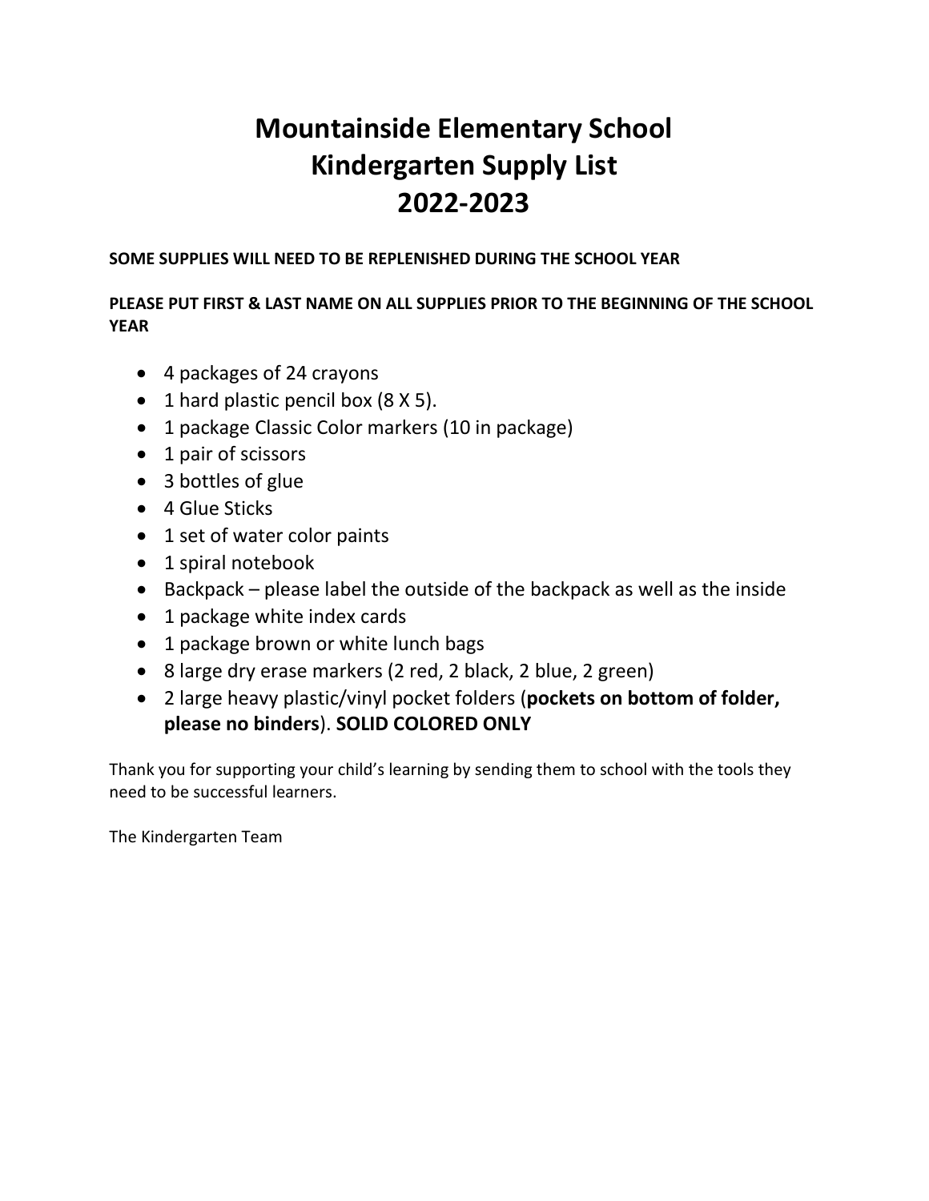# Mountainside Elementary School
# Kindergarten Supply List
# 2022-2023

**SOME SUPPLIES WILL NEED TO BE REPLENISHED DURING THE SCHOOL YEAR**

**PLEASE PUT FIRST & LAST NAME ON ALL SUPPLIES PRIOR TO THE BEGINNING OF THE SCHOOL YEAR**

- 4 packages of 24 crayons
- 1 hard plastic pencil box (8 X 5).
- 1 package Classic Color markers (10 in package)
- 1 pair of scissors
- 3 bottles of glue
- 4 Glue Sticks
- 1 set of water color paints
- 1 spiral notebook
- Backpack – please label the outside of the backpack as well as the inside
- 1 package white index cards
- 1 package brown or white lunch bags
- 8 large dry erase markers (2 red, 2 black, 2 blue, 2 green)
- 2 large heavy plastic/vinyl pocket folders (**pockets on bottom of folder, please no binders**). **SOLID COLORED ONLY**

Thank you for supporting your child's learning by sending them to school with the tools they need to be successful learners.

The Kindergarten Team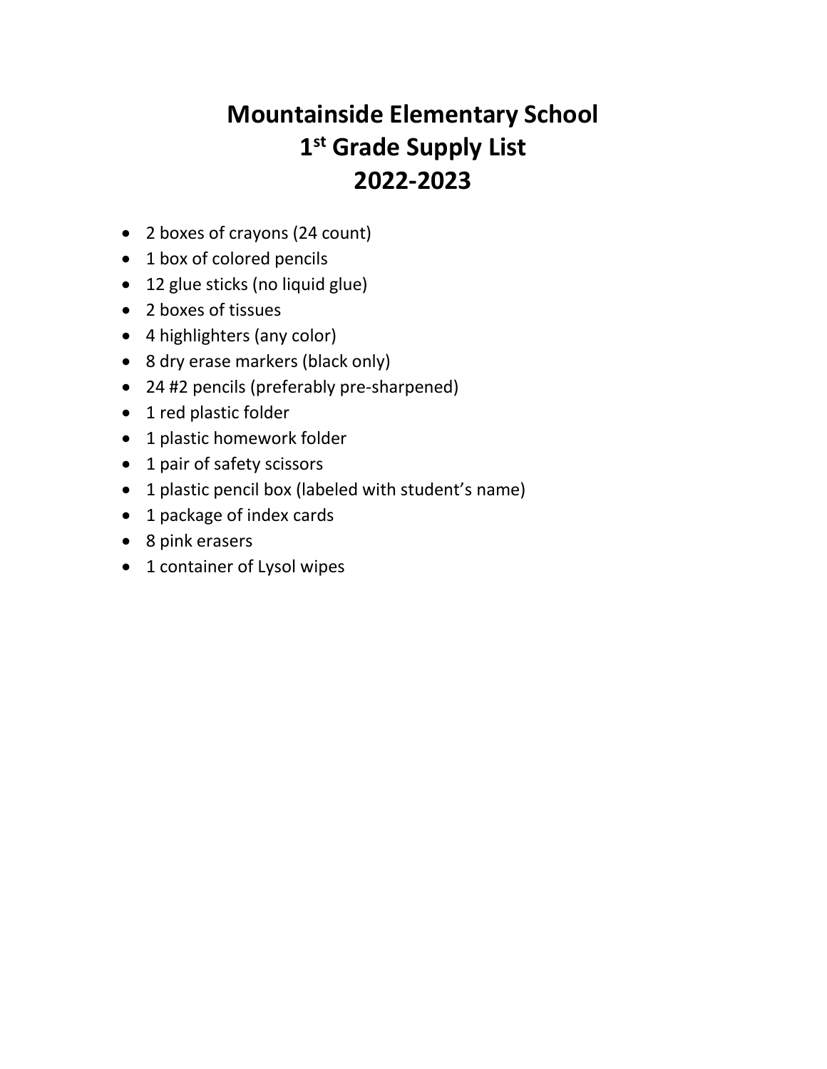# Mountainside Elementary School
# 1st Grade Supply List
# 2022-2023

- 2 boxes of crayons (24 count)
- 1 box of colored pencils
- 12 glue sticks (no liquid glue)
- 2 boxes of tissues
- 4 highlighters (any color)
- 8 dry erase markers (black only)
- 24 #2 pencils (preferably pre-sharpened)
- 1 red plastic folder
- 1 plastic homework folder
- 1 pair of safety scissors
- 1 plastic pencil box (labeled with student's name)
- 1 package of index cards
- 8 pink erasers
- 1 container of Lysol wipes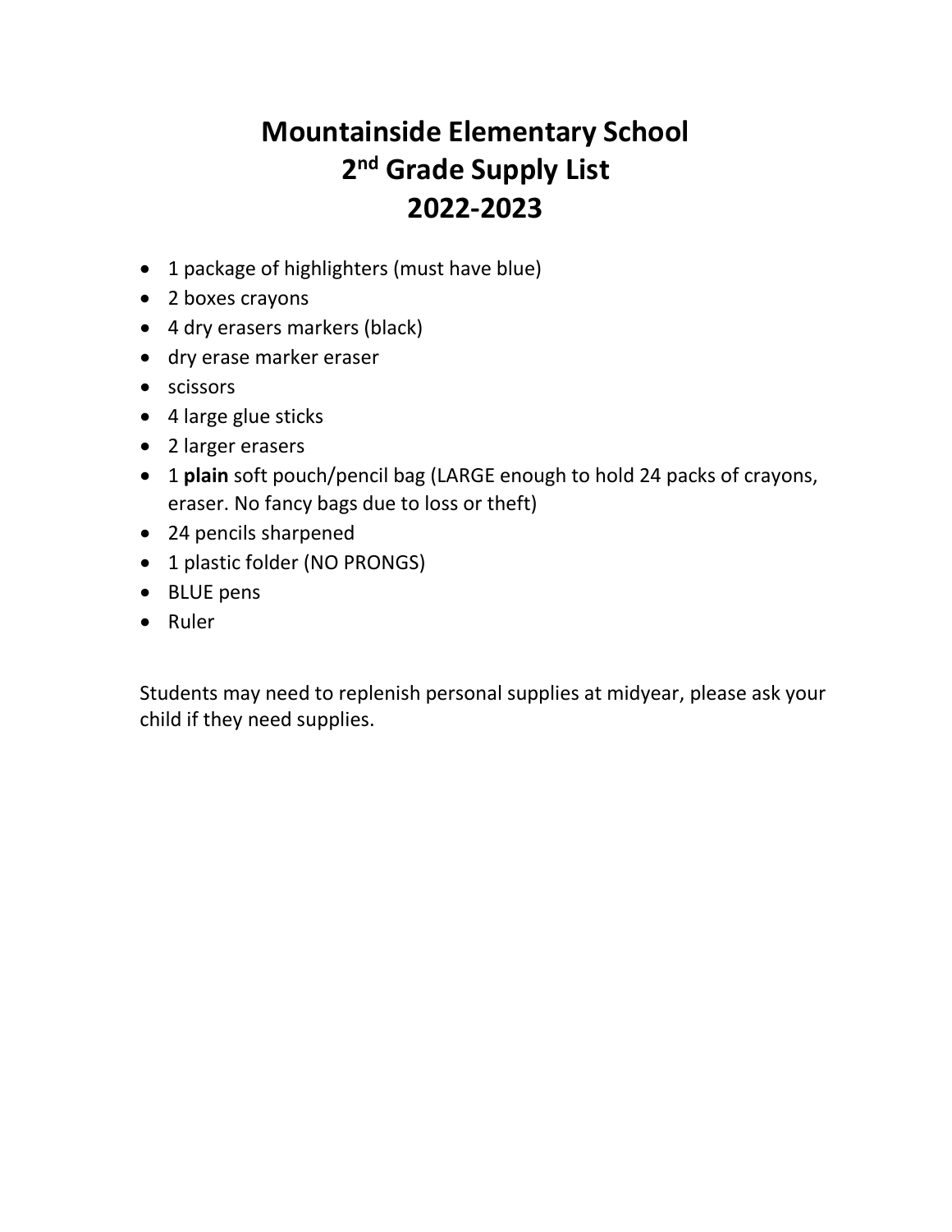# Mountainside Elementary School
# 2nd Grade Supply List
# 2022-2023

- 1 package of highlighters (must have blue)
- 2 boxes crayons
- 4 dry erasers markers (black)
- dry erase marker eraser
- scissors
- 4 large glue sticks
- 2 larger erasers
- 1 **plain** soft pouch/pencil bag (LARGE enough to hold 24 packs of crayons, eraser. No fancy bags due to loss or theft)
- 24 pencils sharpened
- 1 plastic folder (NO PRONGS)
- BLUE pens
- Ruler

Students may need to replenish personal supplies at midyear, please ask your child if they need supplies.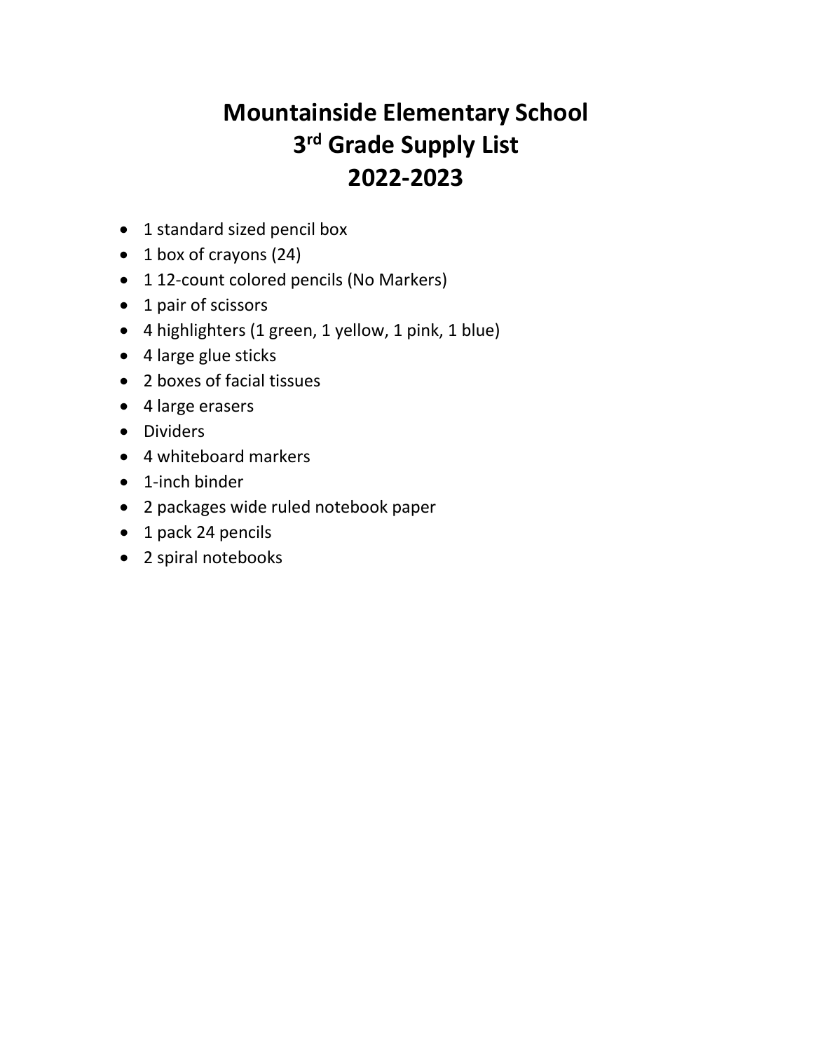# Mountainside Elementary School
# 3rd Grade Supply List
# 2022-2023

- 1 standard sized pencil box
- 1 box of crayons (24)
- 1 12-count colored pencils (No Markers)
- 1 pair of scissors
- 4 highlighters (1 green, 1 yellow, 1 pink, 1 blue)
- 4 large glue sticks
- 2 boxes of facial tissues
- 4 large erasers
- Dividers
- 4 whiteboard markers
- 1-inch binder
- 2 packages wide ruled notebook paper
- 1 pack 24 pencils
- 2 spiral notebooks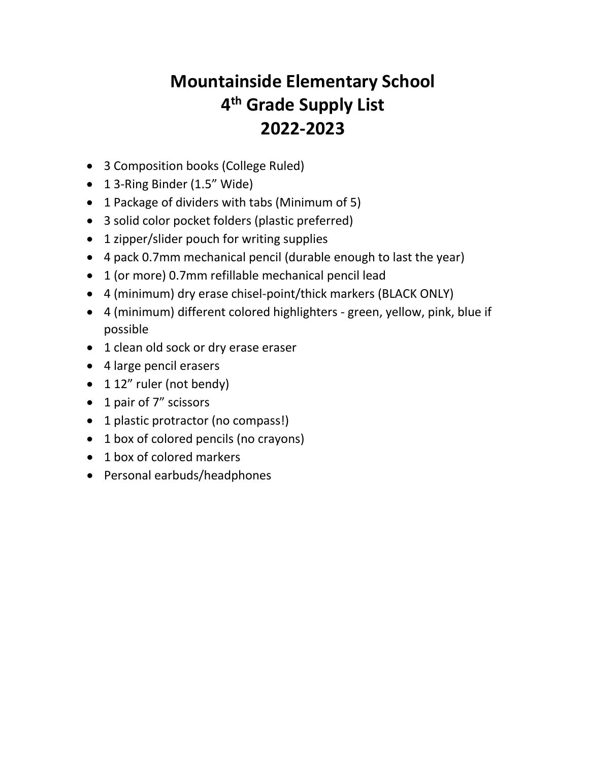# Mountainside Elementary School
# 4th Grade Supply List
# 2022-2023

- 3 Composition books (College Ruled)
- 1 3-Ring Binder (1.5" Wide)
- 1 Package of dividers with tabs (Minimum of 5)
- 3 solid color pocket folders (plastic preferred)
- 1 zipper/slider pouch for writing supplies
- 4 pack 0.7mm mechanical pencil (durable enough to last the year)
- 1 (or more) 0.7mm refillable mechanical pencil lead
- 4 (minimum) dry erase chisel-point/thick markers (BLACK ONLY)
- 4 (minimum) different colored highlighters - green, yellow, pink, blue if possible
- 1 clean old sock or dry erase eraser
- 4 large pencil erasers
- 1 12" ruler (not bendy)
- 1 pair of 7" scissors
- 1 plastic protractor (no compass!)
- 1 box of colored pencils (no crayons)
- 1 box of colored markers
- Personal earbuds/headphones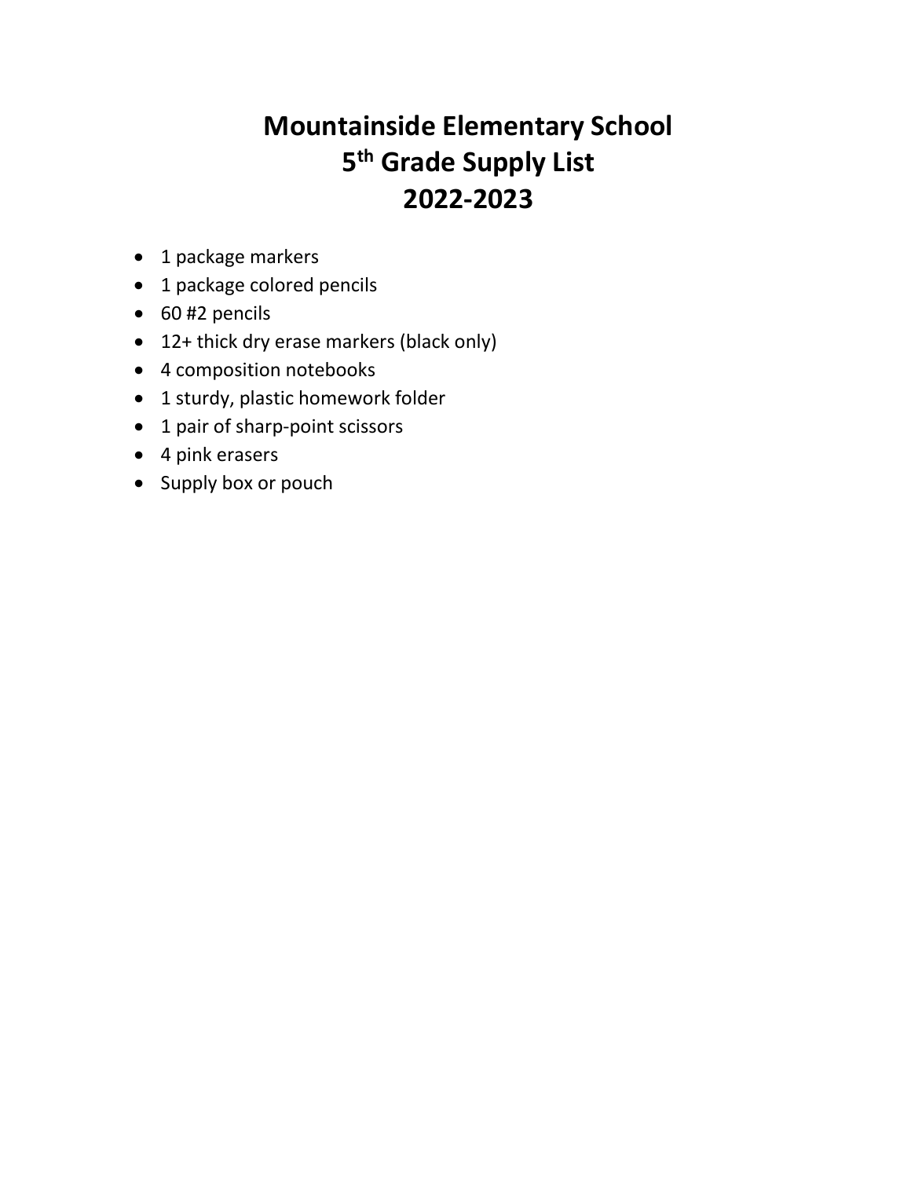# Mountainside Elementary School
# 5th Grade Supply List
# 2022-2023

- 1 package markers
- 1 package colored pencils
- 60 #2 pencils
- 12+ thick dry erase markers (black only)
- 4 composition notebooks
- 1 sturdy, plastic homework folder
- 1 pair of sharp-point scissors
- 4 pink erasers
- Supply box or pouch